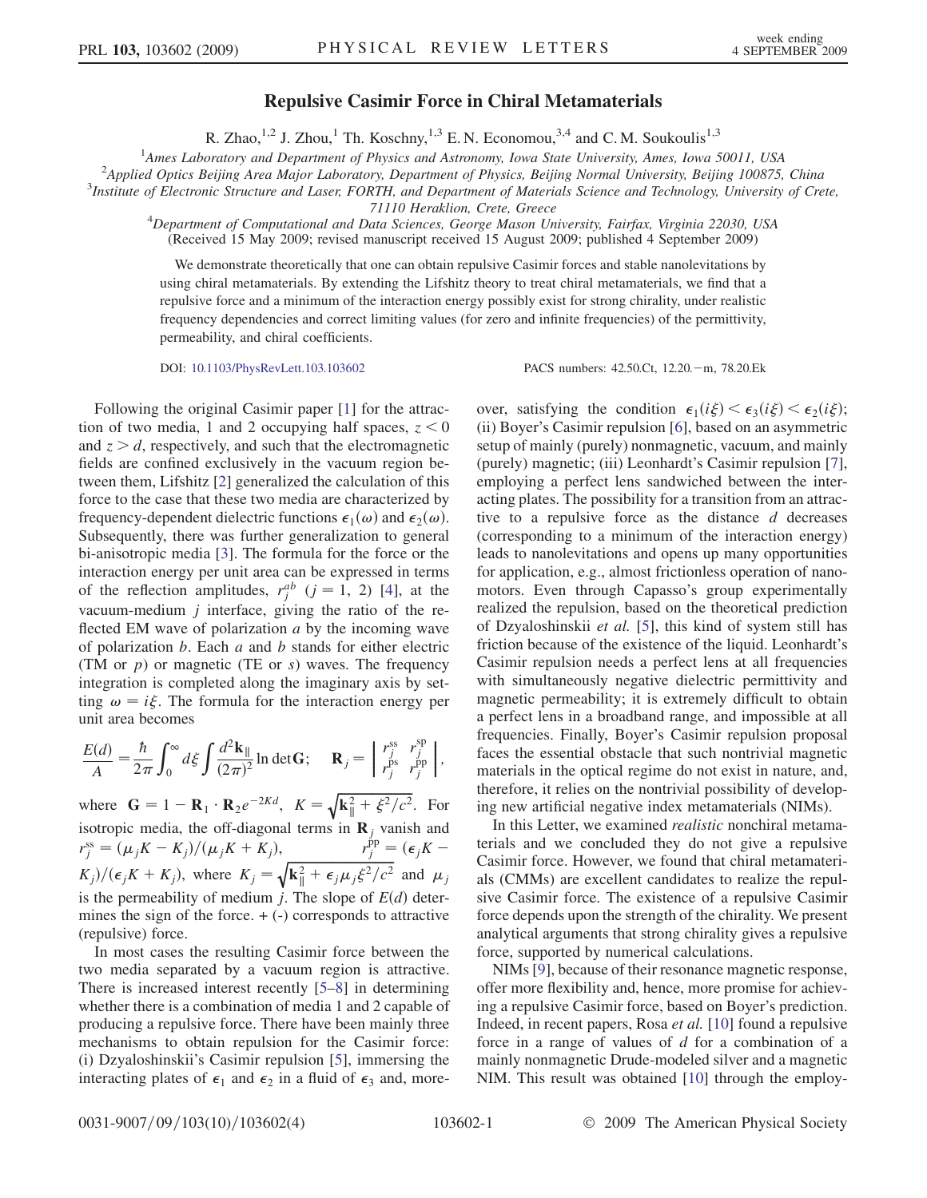# Repulsive Casimir Force in Chiral Metamaterials

R. Zhao,[1,2] J. Zhou,[1] Th. Koschny,[1,3] E. N. Economou,[3,4] and C. M. Soukoulis[1,3]

[1] Ames Laboratory and Department of Physics and Astronomy, Iowa State University, Ames, Iowa 50011, USA
[2] Applied Optics Beijing Area Major Laboratory, Department of Physics, Beijing Normal University, Beijing 100875, China
[3] Institute of Electronic Structure and Laser, FORTH, and Department of Materials Science and Technology, University of Crete, 71110 Heraklion, Crete, Greece
[4] Department of Computational and Data Sciences, George Mason University, Fairfax, Virginia 22030, USA

(Received 15 May 2009; revised manuscript received 15 August 2009; published 4 September 2009)

We demonstrate theoretically that one can obtain repulsive Casimir forces and stable nanolevitations by using chiral metamaterials. By extending the Lifshitz theory to treat chiral metamaterials, we find that a repulsive force and a minimum of the interaction energy possibly exist for strong chirality, under realistic frequency dependencies and correct limiting values (for zero and infinite frequencies) of the permittivity, permeability, and chiral coefficients.

DOI: 10.1103/PhysRevLett.103.103602 PACS numbers: 42.50.Ct, 12.20.−m, 78.20.Ek

Following the original Casimir paper [1] for the attraction of two media, 1 and 2 occupying half spaces, $z < 0$ and $z > d$, respectively, and such that the electromagnetic fields are confined exclusively in the vacuum region between them, Lifshitz [2] generalized the calculation of this force to the case that these two media are characterized by frequency-dependent dielectric functions $\epsilon_1(\omega)$ and $\epsilon_2(\omega)$. Subsequently, there was further generalization to general bi-anisotropic media [3]. The formula for the force or the interaction energy per unit area can be expressed in terms of the reflection amplitudes, $r_j^{ab}$ ($j = 1, 2$) [4], at the vacuum-medium $j$ interface, giving the ratio of the reflected EM wave of polarization $a$ by the incoming wave of polarization $b$. Each $a$ and $b$ stands for either electric (TM or $p$) or magnetic (TE or $s$) waves. The frequency integration is completed along the imaginary axis by setting $\omega = i\xi$. The formula for the interaction energy per unit area becomes

$$\frac{E(d)}{A} = \frac{\hbar}{2\pi}\int_0^\infty d\xi \int \frac{d^2\mathbf{k}_\parallel}{(2\pi)^2} \ln \det \mathbf{G}; \quad \mathbf{R}_j = \begin{vmatrix} r_j^{ss} & r_j^{sp} \\ r_j^{ps} & r_j^{pp} \end{vmatrix},$$

where $\mathbf{G} = 1 - \mathbf{R}_1 \cdot \mathbf{R}_2 e^{-2Kd}$, $K = \sqrt{\mathbf{k}_\parallel^2 + \xi^2/c^2}$. For isotropic media, the off-diagonal terms in $\mathbf{R}_j$ vanish and $r_j^{ss} = (\mu_j K - K_j)/(\mu_j K + K_j)$, $r_j^{pp} = (\epsilon_j K - K_j)/(\epsilon_j K + K_j)$, where $K_j = \sqrt{\mathbf{k}_\parallel^2 + \epsilon_j \mu_j \xi^2/c^2}$ and $\mu_j$ is the permeability of medium $j$. The slope of $E(d)$ determines the sign of the force. + (-) corresponds to attractive (repulsive) force.

In most cases the resulting Casimir force between the two media separated by a vacuum region is attractive. There is increased interest recently [5–8] in determining whether there is a combination of media 1 and 2 capable of producing a repulsive force. There have been mainly three mechanisms to obtain repulsion for the Casimir force: (i) Dzyaloshinskii's Casimir repulsion [5], immersing the interacting plates of $\epsilon_1$ and $\epsilon_2$ in a fluid of $\epsilon_3$ and, moreover, satisfying the condition $\epsilon_1(i\xi) < \epsilon_3(i\xi) < \epsilon_2(i\xi)$; (ii) Boyer's Casimir repulsion [6], based on an asymmetric setup of mainly (purely) nonmagnetic, vacuum, and mainly (purely) magnetic; (iii) Leonhardt's Casimir repulsion [7], employing a perfect lens sandwiched between the interacting plates. The possibility for a transition from an attractive to a repulsive force as the distance $d$ decreases (corresponding to a minimum of the interaction energy) leads to nanolevitations and opens up many opportunities for application, e.g., almost frictionless operation of nanomotors. Even through Capasso's group experimentally realized the repulsion, based on the theoretical prediction of Dzyaloshinskii *et al.* [5], this kind of system still has friction because of the existence of the liquid. Leonhardt's Casimir repulsion needs a perfect lens at all frequencies with simultaneously negative dielectric permittivity and magnetic permeability; it is extremely difficult to obtain a perfect lens in a broadband range, and impossible at all frequencies. Finally, Boyer's Casimir repulsion proposal faces the essential obstacle that such nontrivial magnetic materials in the optical regime do not exist in nature, and, therefore, it relies on the nontrivial possibility of developing new artificial negative index metamaterials (NIMs).

In this Letter, we examined *realistic* nonchiral metamaterials and we concluded they do not give a repulsive Casimir force. However, we found that chiral metamaterials (CMMs) are excellent candidates to realize the repulsive Casimir force. The existence of a repulsive Casimir force depends upon the strength of the chirality. We present analytical arguments that strong chirality gives a repulsive force, supported by numerical calculations.

NIMs [9], because of their resonance magnetic response, offer more flexibility and, hence, more promise for achieving a repulsive Casimir force, based on Boyer's prediction. Indeed, in recent papers, Rosa *et al.* [10] found a repulsive force in a range of values of $d$ for a combination of a mainly nonmagnetic Drude-modeled silver and a magnetic NIM. This result was obtained [10] through the employ-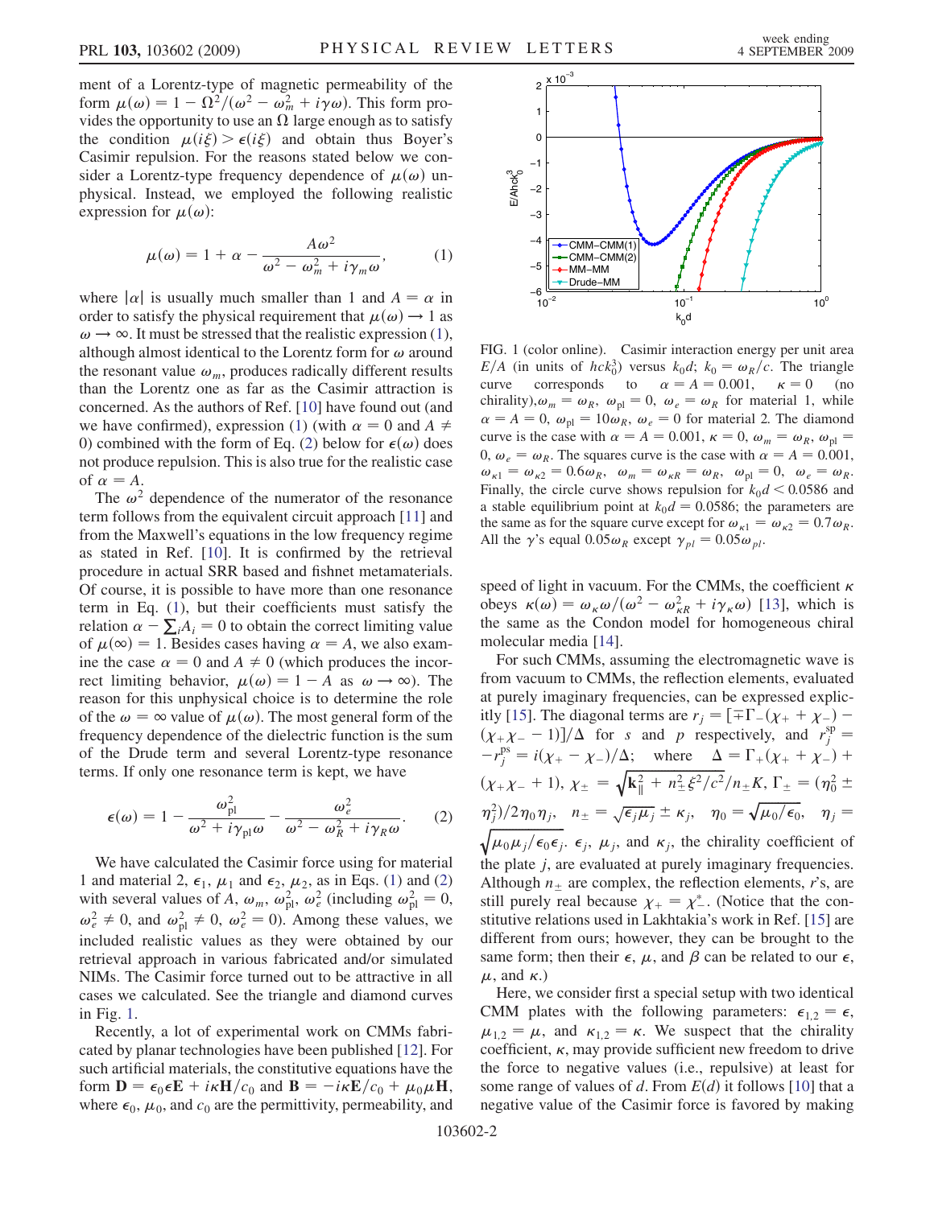ment of a Lorentz-type of magnetic permeability of the form $\mu(\omega) = 1 - \Omega^2/(\omega^2 - \omega_m^2 + i\gamma\omega)$. This form provides the opportunity to use an $\Omega$ large enough as to satisfy the condition $\mu(i\xi) > \epsilon(i\xi)$ and obtain thus Boyer's Casimir repulsion. For the reasons stated below we consider a Lorentz-type frequency dependence of $\mu(\omega)$ unphysical. Instead, we employed the following realistic expression for $\mu(\omega)$:

$$\mu(\omega) = 1 + \alpha - \frac{A\omega^2}{\omega^2 - \omega_m^2 + i\gamma_m\omega}, \tag{1}$$

where $|\alpha|$ is usually much smaller than 1 and $A = \alpha$ in order to satisfy the physical requirement that $\mu(\omega) \to 1$ as $\omega \to \infty$. It must be stressed that the realistic expression (1), although almost identical to the Lorentz form for $\omega$ around the resonant value $\omega_m$, produces radically different results than the Lorentz one as far as the Casimir attraction is concerned. As the authors of Ref. [10] have found out (and we have confirmed), expression (1) (with $\alpha = 0$ and $A \neq 0$) combined with the form of Eq. (2) below for $\epsilon(\omega)$ does not produce repulsion. This is also true for the realistic case of $\alpha = A$.

The $\omega^2$ dependence of the numerator of the resonance term follows from the equivalent circuit approach [11] and from the Maxwell's equations in the low frequency regime as stated in Ref. [10]. It is confirmed by the retrieval procedure in actual SRR based and fishnet metamaterials. Of course, it is possible to have more than one resonance term in Eq. (1), but their coefficients must satisfy the relation $\alpha - \sum_i A_i = 0$ to obtain the correct limiting value of $\mu(\infty) = 1$. Besides cases having $\alpha = A$, we also examine the case $\alpha = 0$ and $A \neq 0$ (which produces the incorrect limiting behavior, $\mu(\omega) = 1 - A$ as $\omega \to \infty$). The reason for this unphysical choice is to determine the role of the $\omega = \infty$ value of $\mu(\omega)$. The most general form of the frequency dependence of the dielectric function is the sum of the Drude term and several Lorentz-type resonance terms. If only one resonance term is kept, we have

$$\epsilon(\omega) = 1 - \frac{\omega_{\rm pl}^2}{\omega^2 + i\gamma_{\rm pl}\omega} - \frac{\omega_e^2}{\omega^2 - \omega_R^2 + i\gamma_R\omega}. \tag{2}$$

We have calculated the Casimir force using for material 1 and material 2, $\epsilon_1$, $\mu_1$ and $\epsilon_2$, $\mu_2$, as in Eqs. (1) and (2) with several values of $A$, $\omega_m$, $\omega_{\rm pl}^2$, $\omega_e^2$ (including $\omega_{\rm pl}^2 = 0$, $\omega_e^2 \neq 0$, and $\omega_{\rm pl}^2 \neq 0$, $\omega_e^2 = 0$). Among these values, we included realistic values as they were obtained by our retrieval approach in various fabricated and/or simulated NIMs. The Casimir force turned out to be attractive in all cases we calculated. See the triangle and diamond curves in Fig. 1.

Recently, a lot of experimental work on CMMs fabricated by planar technologies have been published [12]. For such artificial materials, the constitutive equations have the form $\mathbf{D} = \epsilon_0\epsilon\mathbf{E} + i\kappa\mathbf{H}/c_0$ and $\mathbf{B} = -i\kappa\mathbf{E}/c_0 + \mu_0\mu\mathbf{H}$, where $\epsilon_0$, $\mu_0$, and $c_0$ are the permittivity, permeability, and speed of light in vacuum. For the CMMs, the coefficient $\kappa$ obeys $\kappa(\omega) = \omega_\kappa\omega/(\omega^2 - \omega_{\kappa R}^2 + i\gamma_\kappa\omega)$ [13], which is the same as the Condon model for homogeneous chiral molecular media [14].

FIG. 1 (color online). Casimir interaction energy per unit area $E/A$ (in units of $hck_0^3$) versus $k_0d$; $k_0 = \omega_R/c$. The triangle curve corresponds to $\alpha = A = 0.001$, $\kappa = 0$ (no chirality), $\omega_m = \omega_R$, $\omega_{\rm pl} = 0$, $\omega_e = \omega_R$ for material 1, while $\alpha = A = 0$, $\omega_{\rm pl} = 10\omega_R$, $\omega_e = 0$ for material 2. The diamond curve is the case with $\alpha = A = 0.001$, $\kappa = 0$, $\omega_m = \omega_R$, $\omega_{\rm pl} = 0$, $\omega_e = \omega_R$. The squares curve is the case with $\alpha = A = 0.001$, $\omega_{\kappa 1} = \omega_{\kappa 2} = 0.6\omega_R$, $\omega_m = \omega_{\kappa R} = \omega_R$, $\omega_{\rm pl} = 0$, $\omega_e = \omega_R$. Finally, the circle curve shows repulsion for $k_0d < 0.0586$ and a stable equilibrium point at $k_0d = 0.0586$; the parameters are the same as for the square curve except for $\omega_{\kappa 1} = \omega_{\kappa 2} = 0.7\omega_R$. All the $\gamma$'s equal $0.05\omega_R$ except $\gamma_{pl} = 0.05\omega_{pl}$.

For such CMMs, assuming the electromagnetic wave is from vacuum to CMMs, the reflection elements, evaluated at purely imaginary frequencies, can be expressed explicitly [15]. The diagonal terms are $r_j = [\mp\Gamma_-(\chi_+ + \chi_-) - (\chi_+\chi_- - 1)]/\Delta$ for $s$ and $p$ respectively, and $r_j^{\rm sp} = -r_j^{\rm ps} = i(\chi_+ - \chi_-)/\Delta$; where $\Delta = \Gamma_+(\chi_+ + \chi_-) + (\chi_+\chi_- + 1)$, $\chi_\pm = \sqrt{\mathbf{k}_\parallel^2 + n_\pm^2\xi^2/c^2}/n_\pm K$, $\Gamma_\pm = (\eta_0^2 \pm \eta_j^2)/2\eta_0\eta_j$, $n_\pm = \sqrt{\epsilon_j\mu_j} \pm \kappa_j$, $\eta_0 = \sqrt{\mu_0/\epsilon_0}$, $\eta_j = \sqrt{\mu_0\mu_j/\epsilon_0\epsilon_j}$. $\epsilon_j$, $\mu_j$, and $\kappa_j$, the chirality coefficient of the plate $j$, are evaluated at purely imaginary frequencies. Although $n_\pm$ are complex, the reflection elements, $r$'s, are still purely real because $\chi_+ = \chi_-^*$. (Notice that the constitutive relations used in Lakhtakia's work in Ref. [15] are different from ours; however, they can be brought to the same form; then their $\epsilon$, $\mu$, and $\beta$ can be related to our $\epsilon$, $\mu$, and $\kappa$.)

Here, we consider first a special setup with two identical CMM plates with the following parameters: $\epsilon_{1,2} = \epsilon$, $\mu_{1,2} = \mu$, and $\kappa_{1,2} = \kappa$. We suspect that the chirality coefficient, $\kappa$, may provide sufficient new freedom to drive the force to negative values (i.e., repulsive) at least for some range of values of $d$. From $E(d)$ it follows [10] that a negative value of the Casimir force is favored by making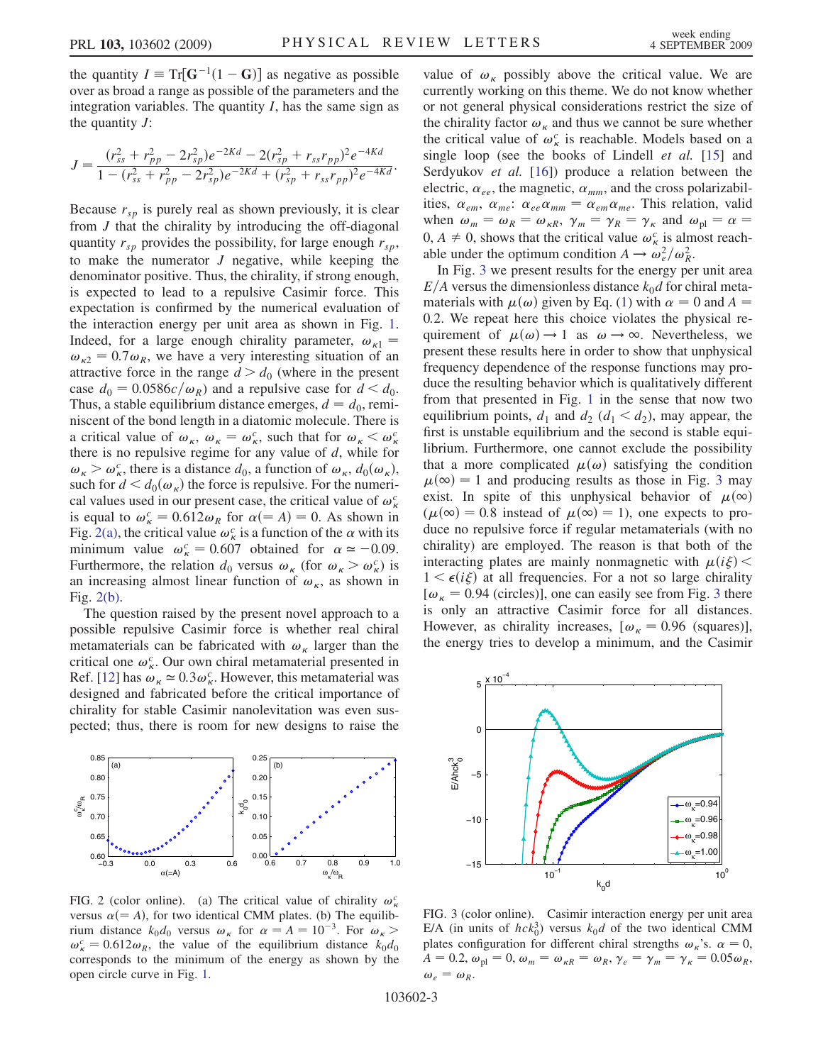the quantity $I \equiv \mathrm{Tr}[\mathbf{G}^{-1}(1-\mathbf{G})]$ as negative as possible over as broad a range as possible of the parameters and the integration variables. The quantity $I$, has the same sign as the quantity $J$:

$$J = \frac{(r_{ss}^2 + r_{pp}^2 - 2r_{sp}^2)e^{-2Kd} - 2(r_{sp}^2 + r_{ss}r_{pp})^2 e^{-4Kd}}{1 - (r_{ss}^2 + r_{pp}^2 - 2r_{sp}^2)e^{-2Kd} + (r_{sp}^2 + r_{ss}r_{pp})^2 e^{-4Kd}}.$$

Because $r_{sp}$ is purely real as shown previously, it is clear from $J$ that the chirality by introducing the off-diagonal quantity $r_{sp}$ provides the possibility, for large enough $r_{sp}$, to make the numerator $J$ negative, while keeping the denominator positive. Thus, the chirality, if strong enough, is expected to lead to a repulsive Casimir force. This expectation is confirmed by the numerical evaluation of the interaction energy per unit area as shown in Fig. 1. Indeed, for a large enough chirality parameter, $\omega_{\kappa 1} = \omega_{\kappa 2} = 0.7\omega_R$, we have a very interesting situation of an attractive force in the range $d > d_0$ (where in the present case $d_0 = 0.0586c/\omega_R$) and a repulsive case for $d < d_0$. Thus, a stable equilibrium distance emerges, $d = d_0$, reminiscent of the bond length in a diatomic molecule. There is a critical value of $\omega_\kappa$, $\omega_\kappa = \omega_\kappa^c$, such that for $\omega_\kappa < \omega_\kappa^c$ there is no repulsive regime for any value of $d$, while for $\omega_\kappa > \omega_\kappa^c$, there is a distance $d_0$, a function of $\omega_\kappa$, $d_0(\omega_\kappa)$, such for $d < d_0(\omega_\kappa)$ the force is repulsive. For the numerical values used in our present case, the critical value of $\omega_\kappa^c$ is equal to $\omega_\kappa^c = 0.612\omega_R$ for $\alpha(= A) = 0$. As shown in Fig. 2(a), the critical value $\omega_\kappa^c$ is a function of the $\alpha$ with its minimum value $\omega_\kappa^c = 0.607$ obtained for $\alpha \simeq -0.09$. Furthermore, the relation $d_0$ versus $\omega_\kappa$ (for $\omega_\kappa > \omega_\kappa^c$) is an increasing almost linear function of $\omega_\kappa$, as shown in Fig. 2(b).

The question raised by the present novel approach to a possible repulsive Casimir force is whether real chiral metamaterials can be fabricated with $\omega_\kappa$ larger than the critical one $\omega_\kappa^c$. Our own chiral metamaterial presented in Ref. [12] has $\omega_\kappa \simeq 0.3\omega_\kappa^c$. However, this metamaterial was designed and fabricated before the critical importance of chirality for stable Casimir nanolevitation was even suspected; thus, there is room for new designs to raise the value of $\omega_\kappa$ possibly above the critical value. We are currently working on this theme. We do not know whether or not general physical considerations restrict the size of the chirality factor $\omega_\kappa$ and thus we cannot be sure whether the critical value of $\omega_\kappa^c$ is reachable. Models based on a single loop (see the books of Lindell *et al.* [15] and Serdyukov *et al.* [16]) produce a relation between the electric, $\alpha_{ee}$, the magnetic, $\alpha_{mm}$, and the cross polarizabilities, $\alpha_{em}$, $\alpha_{me}$: $\alpha_{ee}\alpha_{mm} = \alpha_{em}\alpha_{me}$. This relation, valid when $\omega_m = \omega_R = \omega_{\kappa R}$, $\gamma_m = \gamma_R = \gamma_\kappa$ and $\omega_{\mathrm{pl}} = \alpha = 0$, $A \neq 0$, shows that the critical value $\omega_\kappa^c$ is almost reachable under the optimum condition $A \to \omega_e^2/\omega_R^2$.

In Fig. 3 we present results for the energy per unit area $E/A$ versus the dimensionless distance $k_0 d$ for chiral metamaterials with $\mu(\omega)$ given by Eq. (1) with $\alpha = 0$ and $A = 0.2$. We repeat here this choice violates the physical requirement of $\mu(\omega) \to 1$ as $\omega \to \infty$. Nevertheless, we present these results here in order to show that unphysical frequency dependence of the response functions may produce the resulting behavior which is qualitatively different from that presented in Fig. 1 in the sense that now two equilibrium points, $d_1$ and $d_2$ ($d_1 < d_2$), may appear, the first is unstable equilibrium and the second is stable equilibrium. Furthermore, one cannot exclude the possibility that a more complicated $\mu(\omega)$ satisfying the condition $\mu(\infty) = 1$ and producing results as those in Fig. 3 may exist. In spite of this unphysical behavior of $\mu(\infty)$ ($\mu(\infty) = 0.8$ instead of $\mu(\infty) = 1$), one expects to produce no repulsive force if regular metamaterials (with no chirality) are employed. The reason is that both of the interacting plates are mainly nonmagnetic with $\mu(i\xi) < 1 < \epsilon(i\xi)$ at all frequencies. For a not so large chirality [$\omega_\kappa = 0.94$ (circles)], one can easily see from Fig. 3 there is only an attractive Casimir force for all distances. However, as chirality increases, [$\omega_\kappa = 0.96$ (squares)], the energy tries to develop a minimum, and the Casimir

FIG. 2 (color online). (a) The critical value of chirality $\omega_\kappa^c$ versus $\alpha(= A)$, for two identical CMM plates. (b) The equilibrium distance $k_0 d_0$ versus $\omega_\kappa$ for $\alpha = A = 10^{-3}$. For $\omega_\kappa > \omega_\kappa^c = 0.612\omega_R$, the value of the equilibrium distance $k_0 d_0$ corresponds to the minimum of the energy as shown by the open circle curve in Fig. 1.

FIG. 3 (color online). Casimir interaction energy per unit area E/A (in units of $hck_0^3$) versus $k_0 d$ of the two identical CMM plates configuration for different chiral strengths $\omega_\kappa$'s. $\alpha = 0$, $A = 0.2$, $\omega_{\mathrm{pl}} = 0$, $\omega_m = \omega_{\kappa R} = \omega_R$, $\gamma_e = \gamma_m = \gamma_\kappa = 0.05\omega_R$, $\omega_e = \omega_R$.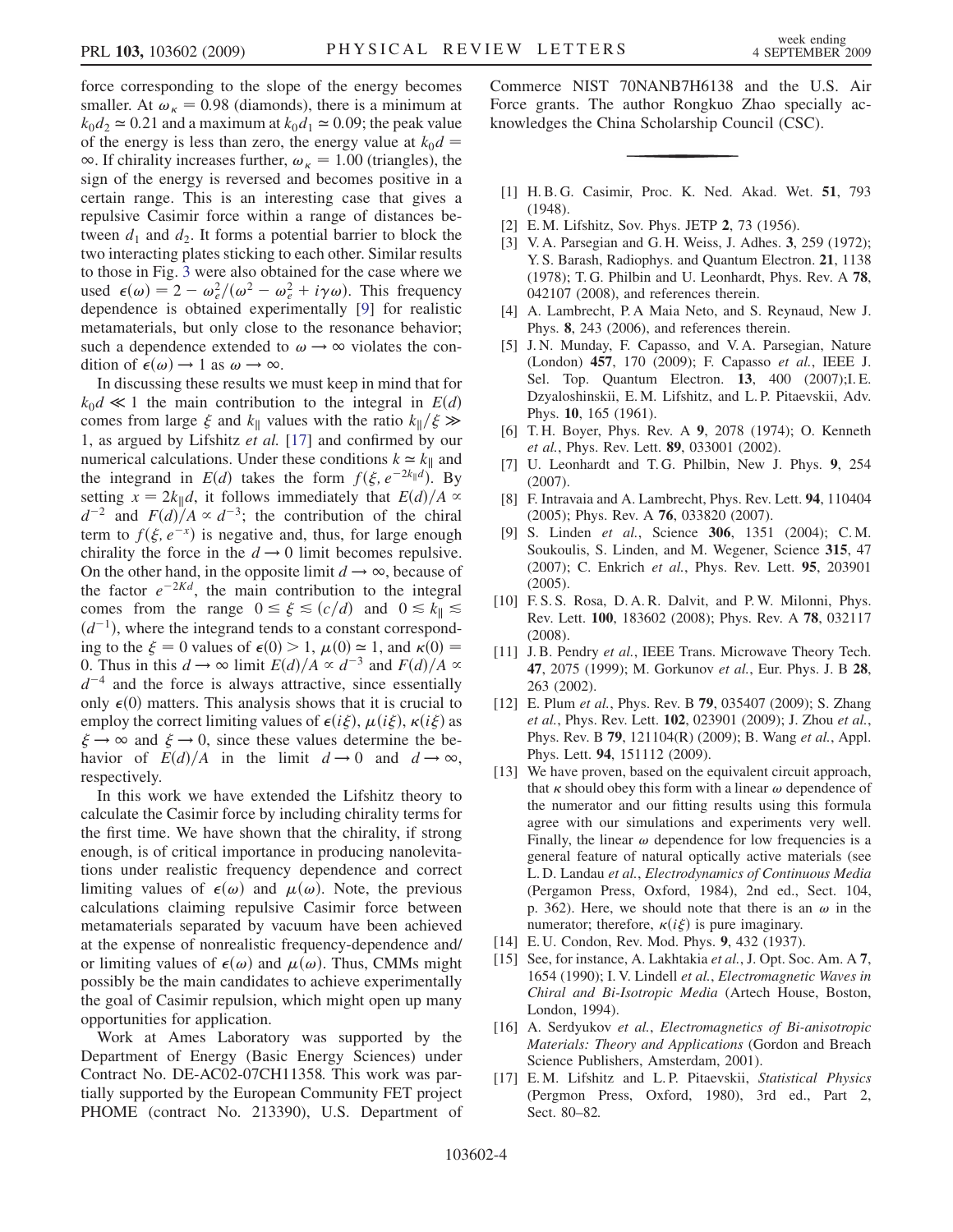force corresponding to the slope of the energy becomes smaller. At $\omega_\kappa = 0.98$ (diamonds), there is a minimum at $k_0 d_2 \simeq 0.21$ and a maximum at $k_0 d_1 \simeq 0.09$; the peak value of the energy is less than zero, the energy value at $k_0 d = \infty$. If chirality increases further, $\omega_\kappa = 1.00$ (triangles), the sign of the energy is reversed and becomes positive in a certain range. This is an interesting case that gives a repulsive Casimir force within a range of distances between $d_1$ and $d_2$. It forms a potential barrier to block the two interacting plates sticking to each other. Similar results to those in Fig. 3 were also obtained for the case where we used $\epsilon(\omega) = 2 - \omega_e^2/(\omega^2 - \omega_e^2 + i\gamma\omega)$. This frequency dependence is obtained experimentally [9] for realistic metamaterials, but only close to the resonance behavior; such a dependence extended to $\omega \to \infty$ violates the condition of $\epsilon(\omega) \to 1$ as $\omega \to \infty$.

In discussing these results we must keep in mind that for $k_0 d \ll 1$ the main contribution to the integral in $E(d)$ comes from large $\xi$ and $k_\parallel$ values with the ratio $k_\parallel/\xi \gg 1$, as argued by Lifshitz *et al.* [17] and confirmed by our numerical calculations. Under these conditions $k \simeq k_\parallel$ and the integrand in $E(d)$ takes the form $f(\xi, e^{-2k_\parallel d})$. By setting $x = 2k_\parallel d$, it follows immediately that $E(d)/A \propto d^{-2}$ and $F(d)/A \propto d^{-3}$; the contribution of the chiral term to $f(\xi, e^{-x})$ is negative and, thus, for large enough chirality the force in the $d \to 0$ limit becomes repulsive. On the other hand, in the opposite limit $d \to \infty$, because of the factor $e^{-2Kd}$, the main contribution to the integral comes from the range $0 \leq \xi \lesssim (c/d)$ and $0 \lesssim k_\parallel \lesssim (d^{-1})$, where the integrand tends to a constant corresponding to the $\xi = 0$ values of $\epsilon(0) > 1$, $\mu(0) \simeq 1$, and $\kappa(0) = 0$. Thus in this $d \to \infty$ limit $E(d)/A \propto d^{-3}$ and $F(d)/A \propto d^{-4}$ and the force is always attractive, since essentially only $\epsilon(0)$ matters. This analysis shows that it is crucial to employ the correct limiting values of $\epsilon(i\xi)$, $\mu(i\xi)$, $\kappa(i\xi)$ as $\xi \to \infty$ and $\xi \to 0$, since these values determine the behavior of $E(d)/A$ in the limit $d \to 0$ and $d \to \infty$, respectively.

In this work we have extended the Lifshitz theory to calculate the Casimir force by including chirality terms for the first time. We have shown that the chirality, if strong enough, is of critical importance in producing nanolevitations under realistic frequency dependence and correct limiting values of $\epsilon(\omega)$ and $\mu(\omega)$. Note, the previous calculations claiming repulsive Casimir force between metamaterials separated by vacuum have been achieved at the expense of nonrealistic frequency-dependence and/or limiting values of $\epsilon(\omega)$ and $\mu(\omega)$. Thus, CMMs might possibly be the main candidates to achieve experimentally the goal of Casimir repulsion, which might open up many opportunities for application.

Work at Ames Laboratory was supported by the Department of Energy (Basic Energy Sciences) under Contract No. DE-AC02-07CH11358. This work was partially supported by the European Community FET project PHOME (contract No. 213390), U.S. Department of Commerce NIST 70NANB7H6138 and the U.S. Air Force grants. The author Rongkuo Zhao specially acknowledges the China Scholarship Council (CSC).

[1] H. B. G. Casimir, Proc. K. Ned. Akad. Wet. **51**, 793 (1948).

[2] E. M. Lifshitz, Sov. Phys. JETP **2**, 73 (1956).

[3] V. A. Parsegian and G. H. Weiss, J. Adhes. **3**, 259 (1972); Y. S. Barash, Radiophys. and Quantum Electron. **21**, 1138 (1978); T. G. Philbin and U. Leonhardt, Phys. Rev. A **78**, 042107 (2008), and references therein.

[4] A. Lambrecht, P. A Maia Neto, and S. Reynaud, New J. Phys. **8**, 243 (2006), and references therein.

[5] J. N. Munday, F. Capasso, and V. A. Parsegian, Nature (London) **457**, 170 (2009); F. Capasso *et al.*, IEEE J. Sel. Top. Quantum Electron. **13**, 400 (2007);I. E. Dzyaloshinskii, E. M. Lifshitz, and L. P. Pitaevskii, Adv. Phys. **10**, 165 (1961).

[6] T. H. Boyer, Phys. Rev. A **9**, 2078 (1974); O. Kenneth *et al.*, Phys. Rev. Lett. **89**, 033001 (2002).

[7] U. Leonhardt and T. G. Philbin, New J. Phys. **9**, 254 (2007).

[8] F. Intravaia and A. Lambrecht, Phys. Rev. Lett. **94**, 110404 (2005); Phys. Rev. A **76**, 033820 (2007).

[9] S. Linden *et al.*, Science **306**, 1351 (2004); C. M. Soukoulis, S. Linden, and M. Wegener, Science **315**, 47 (2007); C. Enkrich *et al.*, Phys. Rev. Lett. **95**, 203901 (2005).

[10] F. S. S. Rosa, D. A. R. Dalvit, and P. W. Milonni, Phys. Rev. Lett. **100**, 183602 (2008); Phys. Rev. A **78**, 032117 (2008).

[11] J. B. Pendry *et al.*, IEEE Trans. Microwave Theory Tech. **47**, 2075 (1999); M. Gorkunov *et al.*, Eur. Phys. J. B **28**, 263 (2002).

[12] E. Plum *et al.*, Phys. Rev. B **79**, 035407 (2009); S. Zhang *et al.*, Phys. Rev. Lett. **102**, 023901 (2009); J. Zhou *et al.*, Phys. Rev. B **79**, 121104(R) (2009); B. Wang *et al.*, Appl. Phys. Lett. **94**, 151112 (2009).

[13] We have proven, based on the equivalent circuit approach, that $\kappa$ should obey this form with a linear $\omega$ dependence of the numerator and our fitting results using this formula agree with our simulations and experiments very well. Finally, the linear $\omega$ dependence for low frequencies is a general feature of natural optically active materials (see L. D. Landau *et al.*, *Electrodynamics of Continuous Media* (Pergamon Press, Oxford, 1984), 2nd ed., Sect. 104, p. 362). Here, we should note that there is an $\omega$ in the numerator; therefore, $\kappa(i\xi)$ is pure imaginary.

[14] E. U. Condon, Rev. Mod. Phys. **9**, 432 (1937).

[15] See, for instance, A. Lakhtakia *et al.*, J. Opt. Soc. Am. A **7**, 1654 (1990); I. V. Lindell *et al.*, *Electromagnetic Waves in Chiral and Bi-Isotropic Media* (Artech House, Boston, London, 1994).

[16] A. Serdyukov *et al.*, *Electromagnetics of Bi-anisotropic Materials: Theory and Applications* (Gordon and Breach Science Publishers, Amsterdam, 2001).

[17] E. M. Lifshitz and L. P. Pitaevskii, *Statistical Physics* (Pergmon Press, Oxford, 1980), 3rd ed., Part 2, Sect. 80–82.